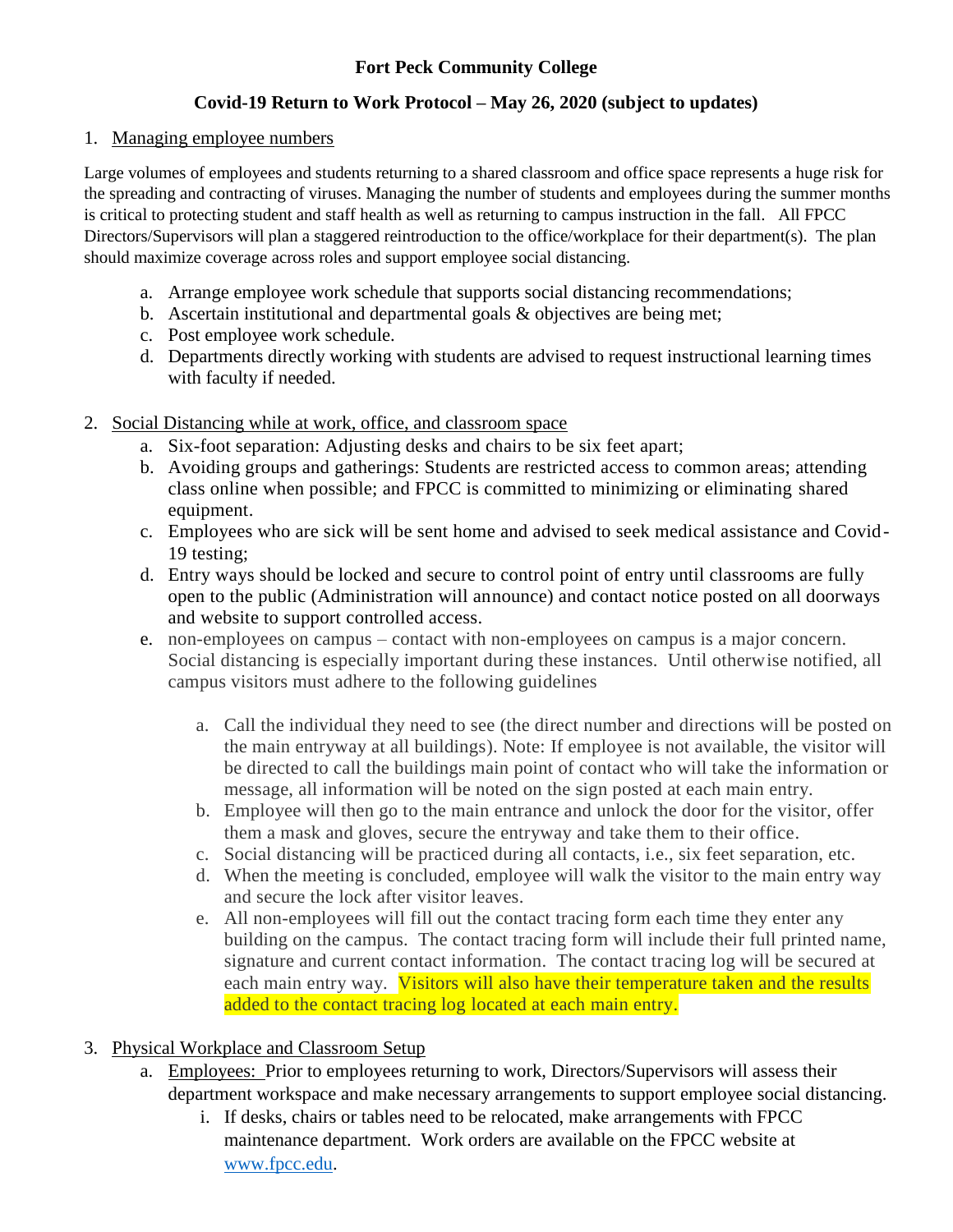# Fort Peck Community College

## Covid-19 Return to Work Protocol – May 26, 2020 (subject to updates)

1. Managing employee numbers

Large volumes of employees and students returning to a shared classroom and office space represents a huge risk for the spreading and contracting of viruses. Managing the number of students and employees during the summer months is critical to protecting student and staff health as well as returning to campus instruction in the fall. All FPCC Directors/Supervisors will plan a staggered reintroduction to the office/workplace for their department(s). The plan should maximize coverage across roles and support employee social distancing.

   a. Arrange employee work schedule that supports social distancing recommendations;
   b. Ascertain institutional and departmental goals & objectives are being met;
   c. Post employee work schedule.
   d. Departments directly working with students are advised to request instructional learning times with faculty if needed.

2. Social Distancing while at work, office, and classroom space
   a. Six-foot separation: Adjusting desks and chairs to be six feet apart;
   b. Avoiding groups and gatherings: Students are restricted access to common areas; attending class online when possible; and FPCC is committed to minimizing or eliminating shared equipment.
   c. Employees who are sick will be sent home and advised to seek medical assistance and Covid-19 testing;
   d. Entry ways should be locked and secure to control point of entry until classrooms are fully open to the public (Administration will announce) and contact notice posted on all doorways and website to support controlled access.
   e. non-employees on campus – contact with non-employees on campus is a major concern. Social distancing is especially important during these instances. Until otherwise notified, all campus visitors must adhere to the following guidelines

      a. Call the individual they need to see (the direct number and directions will be posted on the main entryway at all buildings). Note: If employee is not available, the visitor will be directed to call the buildings main point of contact who will take the information or message, all information will be noted on the sign posted at each main entry.
      b. Employee will then go to the main entrance and unlock the door for the visitor, offer them a mask and gloves, secure the entryway and take them to their office.
      c. Social distancing will be practiced during all contacts, i.e., six feet separation, etc.
      d. When the meeting is concluded, employee will walk the visitor to the main entry way and secure the lock after visitor leaves.
      e. All non-employees will fill out the contact tracing form each time they enter any building on the campus. The contact tracing form will include their full printed name, signature and current contact information. The contact tracing log will be secured at each main entry way. Visitors will also have their temperature taken and the results added to the contact tracing log located at each main entry.

3. Physical Workplace and Classroom Setup
   a. Employees: Prior to employees returning to work, Directors/Supervisors will assess their department workspace and make necessary arrangements to support employee social distancing.
      i. If desks, chairs or tables need to be relocated, make arrangements with FPCC maintenance department. Work orders are available on the FPCC website at www.fpcc.edu.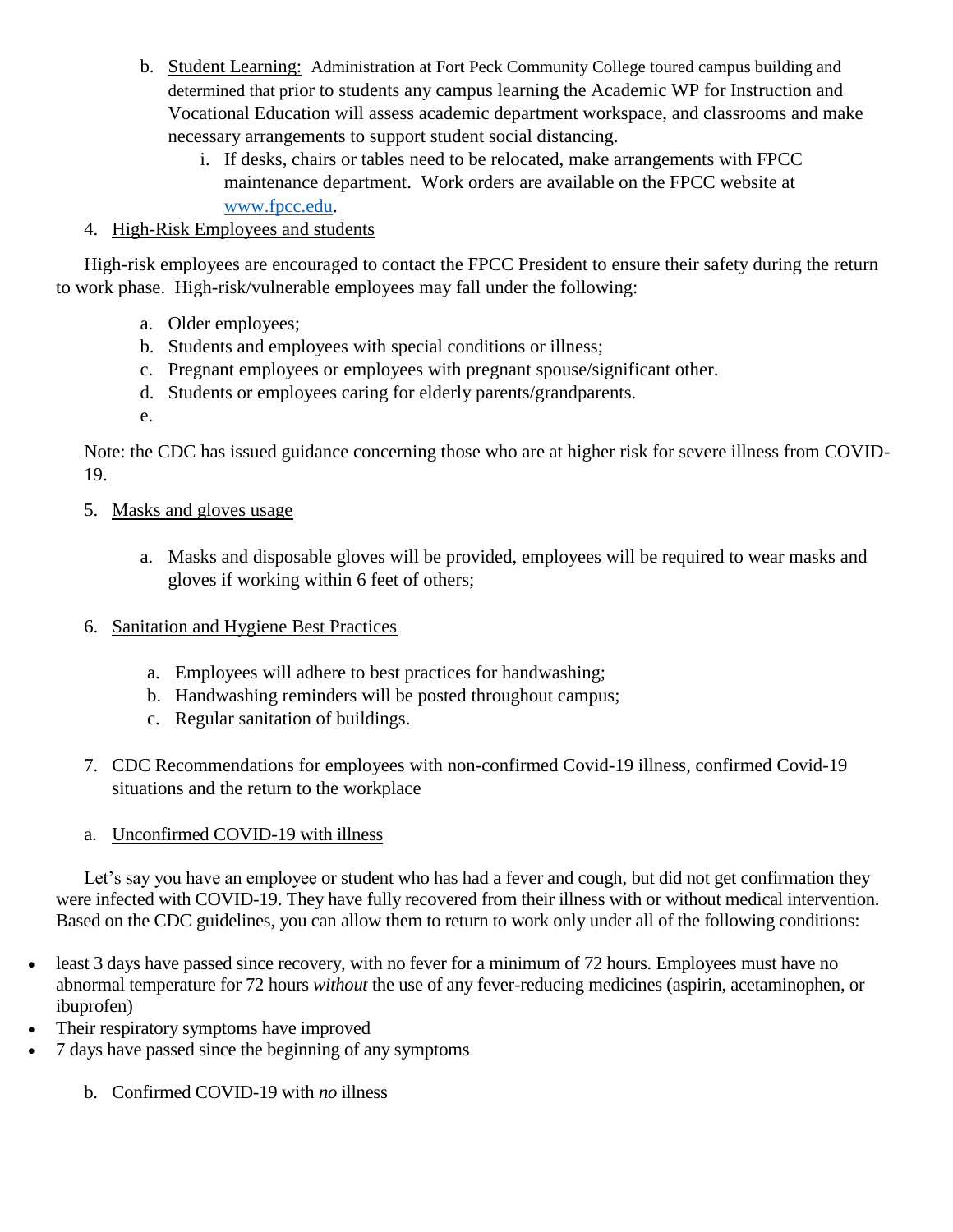b. Student Learning: Administration at Fort Peck Community College toured campus building and determined that prior to students any campus learning the Academic WP for Instruction and Vocational Education will assess academic department workspace, and classrooms and make necessary arrangements to support student social distancing.

   i. If desks, chairs or tables need to be relocated, make arrangements with FPCC maintenance department. Work orders are available on the FPCC website at www.fpcc.edu.

4. High-Risk Employees and students

High-risk employees are encouraged to contact the FPCC President to ensure their safety during the return to work phase. High-risk/vulnerable employees may fall under the following:

a. Older employees;
b. Students and employees with special conditions or illness;
c. Pregnant employees or employees with pregnant spouse/significant other.
d. Students or employees caring for elderly parents/grandparents.
e.

Note: the CDC has issued guidance concerning those who are at higher risk for severe illness from COVID-19.

5. Masks and gloves usage

   a. Masks and disposable gloves will be provided, employees will be required to wear masks and gloves if working within 6 feet of others;

6. Sanitation and Hygiene Best Practices

   a. Employees will adhere to best practices for handwashing;
   b. Handwashing reminders will be posted throughout campus;
   c. Regular sanitation of buildings.

7. CDC Recommendations for employees with non-confirmed Covid-19 illness, confirmed Covid-19 situations and the return to the workplace

a. Unconfirmed COVID-19 with illness

Let's say you have an employee or student who has had a fever and cough, but did not get confirmation they were infected with COVID-19. They have fully recovered from their illness with or without medical intervention. Based on the CDC guidelines, you can allow them to return to work only under all of the following conditions:

- least 3 days have passed since recovery, with no fever for a minimum of 72 hours. Employees must have no abnormal temperature for 72 hours *without* the use of any fever-reducing medicines (aspirin, acetaminophen, or ibuprofen)
- Their respiratory symptoms have improved
- 7 days have passed since the beginning of any symptoms

b. Confirmed COVID-19 with *no* illness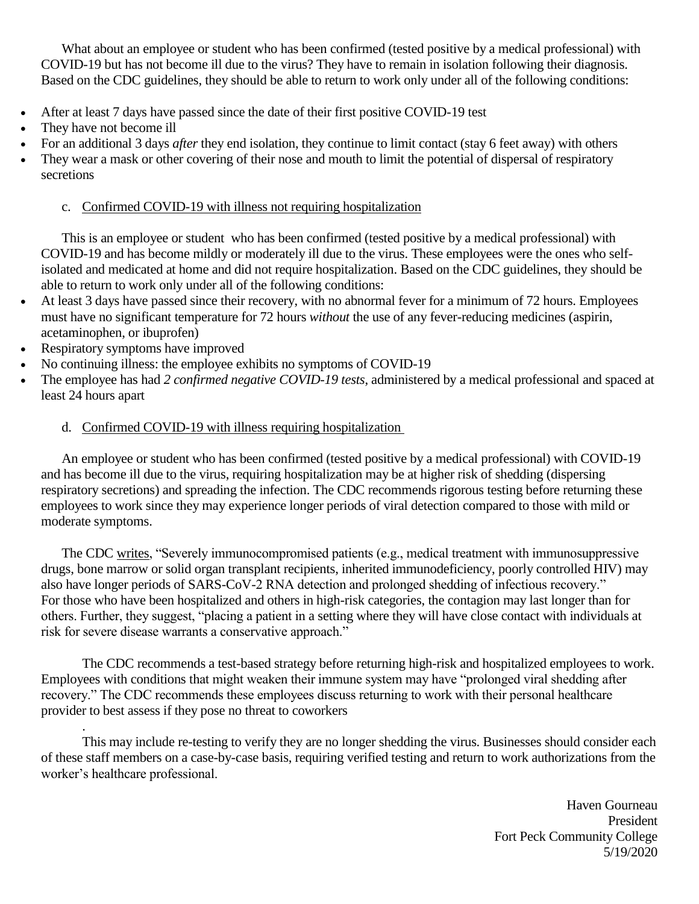What about an employee or student who has been confirmed (tested positive by a medical professional) with COVID-19 but has not become ill due to the virus? They have to remain in isolation following their diagnosis. Based on the CDC guidelines, they should be able to return to work only under all of the following conditions:

- After at least 7 days have passed since the date of their first positive COVID-19 test
- They have not become ill
- For an additional 3 days *after* they end isolation, they continue to limit contact (stay 6 feet away) with others
- They wear a mask or other covering of their nose and mouth to limit the potential of dispersal of respiratory secretions

c. Confirmed COVID-19 with illness not requiring hospitalization

This is an employee or student who has been confirmed (tested positive by a medical professional) with COVID-19 and has become mildly or moderately ill due to the virus. These employees were the ones who self-isolated and medicated at home and did not require hospitalization. Based on the CDC guidelines, they should be able to return to work only under all of the following conditions:

- At least 3 days have passed since their recovery, with no abnormal fever for a minimum of 72 hours. Employees must have no significant temperature for 72 hours *without* the use of any fever-reducing medicines (aspirin, acetaminophen, or ibuprofen)
- Respiratory symptoms have improved
- No continuing illness: the employee exhibits no symptoms of COVID-19
- The employee has had *2 confirmed negative COVID-19 tests*, administered by a medical professional and spaced at least 24 hours apart

d. Confirmed COVID-19 with illness requiring hospitalization

An employee or student who has been confirmed (tested positive by a medical professional) with COVID-19 and has become ill due to the virus, requiring hospitalization may be at higher risk of shedding (dispersing respiratory secretions) and spreading the infection. The CDC recommends rigorous testing before returning these employees to work since they may experience longer periods of viral detection compared to those with mild or moderate symptoms.

The CDC writes, "Severely immunocompromised patients (e.g., medical treatment with immunosuppressive drugs, bone marrow or solid organ transplant recipients, inherited immunodeficiency, poorly controlled HIV) may also have longer periods of SARS-CoV-2 RNA detection and prolonged shedding of infectious recovery." For those who have been hospitalized and others in high-risk categories, the contagion may last longer than for others. Further, they suggest, "placing a patient in a setting where they will have close contact with individuals at risk for severe disease warrants a conservative approach."

The CDC recommends a test-based strategy before returning high-risk and hospitalized employees to work. Employees with conditions that might weaken their immune system may have "prolonged viral shedding after recovery." The CDC recommends these employees discuss returning to work with their personal healthcare provider to best assess if they pose no threat to coworkers

.

This may include re-testing to verify they are no longer shedding the virus. Businesses should consider each of these staff members on a case-by-case basis, requiring verified testing and return to work authorizations from the worker's healthcare professional.

Haven Gourneau
President
Fort Peck Community College
5/19/2020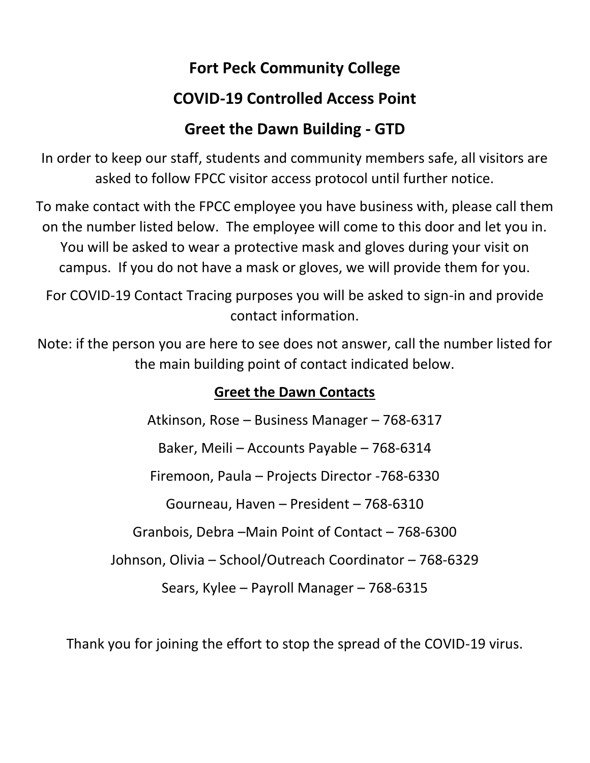# Fort Peck Community College

## COVID-19 Controlled Access Point

## Greet the Dawn Building - GTD

In order to keep our staff, students and community members safe, all visitors are asked to follow FPCC visitor access protocol until further notice.

To make contact with the FPCC employee you have business with, please call them on the number listed below. The employee will come to this door and let you in. You will be asked to wear a protective mask and gloves during your visit on campus. If you do not have a mask or gloves, we will provide them for you.

For COVID-19 Contact Tracing purposes you will be asked to sign-in and provide contact information.

Note: if the person you are here to see does not answer, call the number listed for the main building point of contact indicated below.

**Greet the Dawn Contacts**

Atkinson, Rose – Business Manager – 768-6317

Baker, Meili – Accounts Payable – 768-6314

Firemoon, Paula – Projects Director -768-6330

Gourneau, Haven – President – 768-6310

Granbois, Debra –Main Point of Contact – 768-6300

Johnson, Olivia – School/Outreach Coordinator – 768-6329

Sears, Kylee – Payroll Manager – 768-6315

Thank you for joining the effort to stop the spread of the COVID-19 virus.